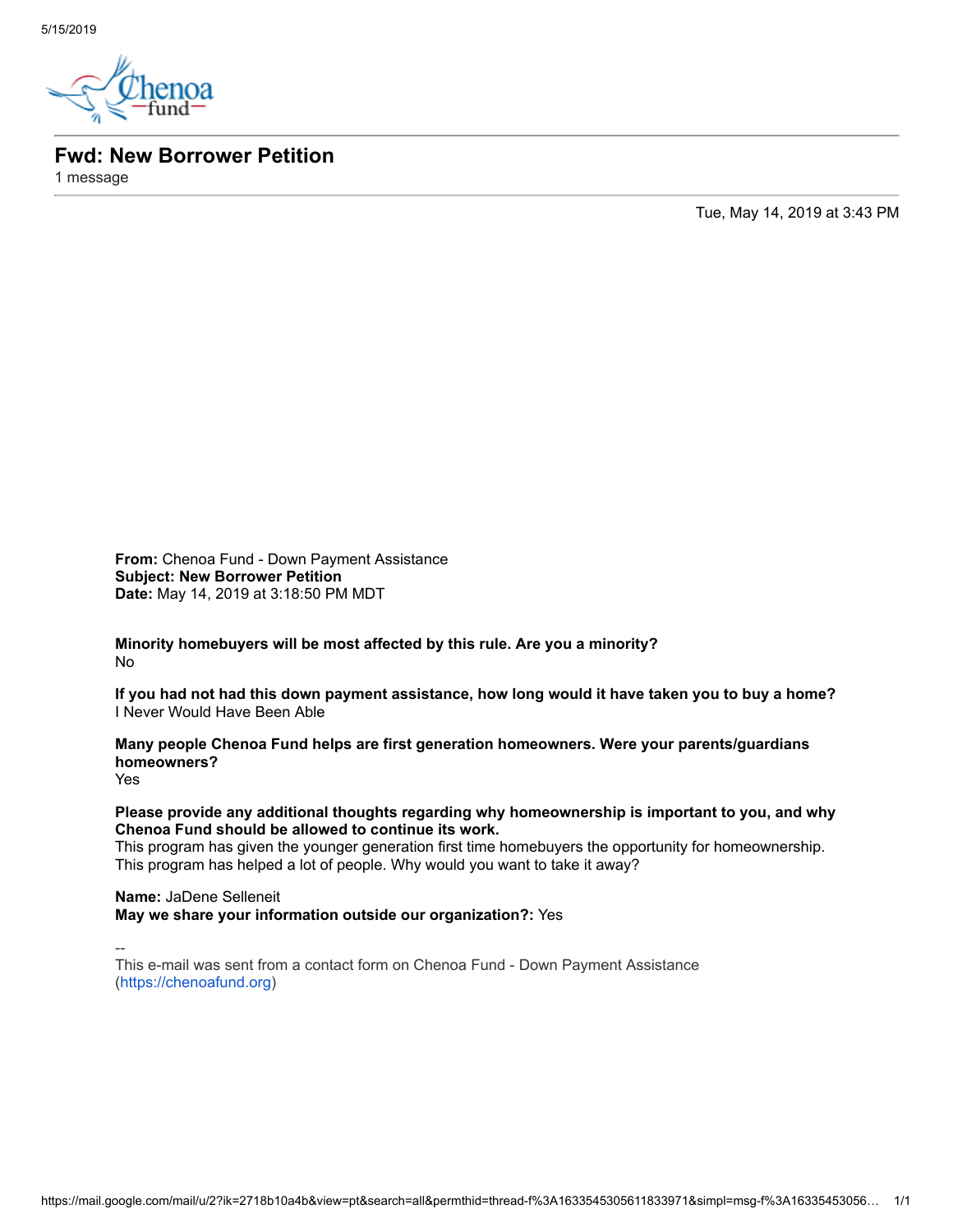# Fwd: New Borrower Petition

1 message

Tue, May 14, 2019 at 3:43 PM

**From:** Chenoa Fund - Down Payment Assistance
**Subject: New Borrower Petition**
**Date:** May 14, 2019 at 3:18:50 PM MDT

**Minority homebuyers will be most affected by this rule. Are you a minority?**
No

**If you had not had this down payment assistance, how long would it have taken you to buy a home?**
I Never Would Have Been Able

**Many people Chenoa Fund helps are first generation homeowners. Were your parents/guardians homeowners?**
Yes

**Please provide any additional thoughts regarding why homeownership is important to you, and why Chenoa Fund should be allowed to continue its work.**
This program has given the younger generation first time homebuyers the opportunity for homeownership. This program has helped a lot of people. Why would you want to take it away?

**Name:** JaDene Selleneit
**May we share your information outside our organization?:** Yes

--
This e-mail was sent from a contact form on Chenoa Fund - Down Payment Assistance (https://chenoafund.org)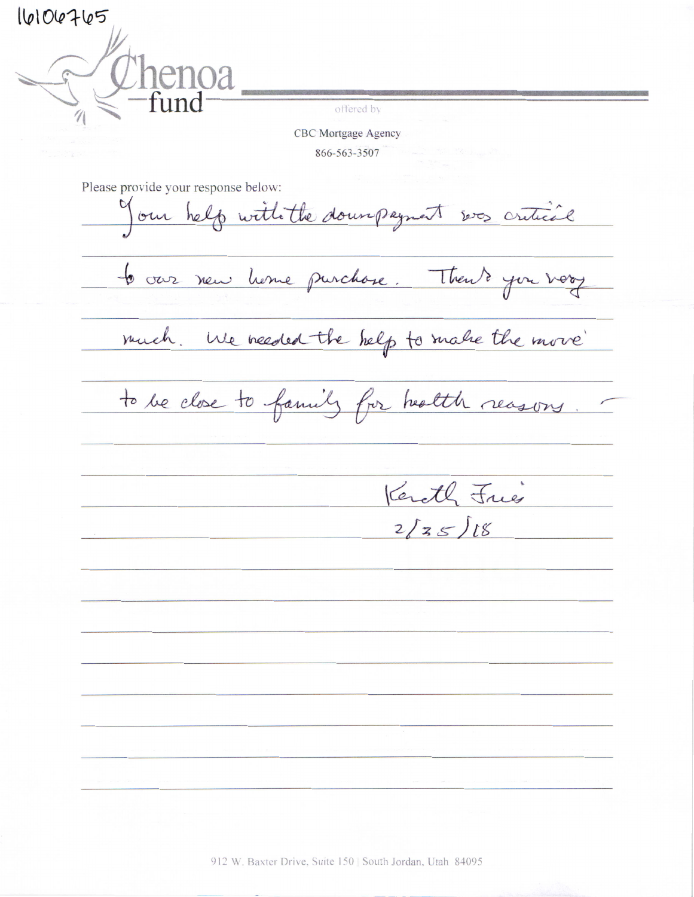16106765

Chenoa fund

offered by

CBC Mortgage Agency

866-563-3507

Please provide your response below:

Your help with the downpayment was critical to our new home purchase. Thank you very much. We needed the help to make the move to be close to family for health reasons.

Keith Fries

2/25/18

912 W. Baxter Drive, Suite 150 | South Jordan, Utah 84095